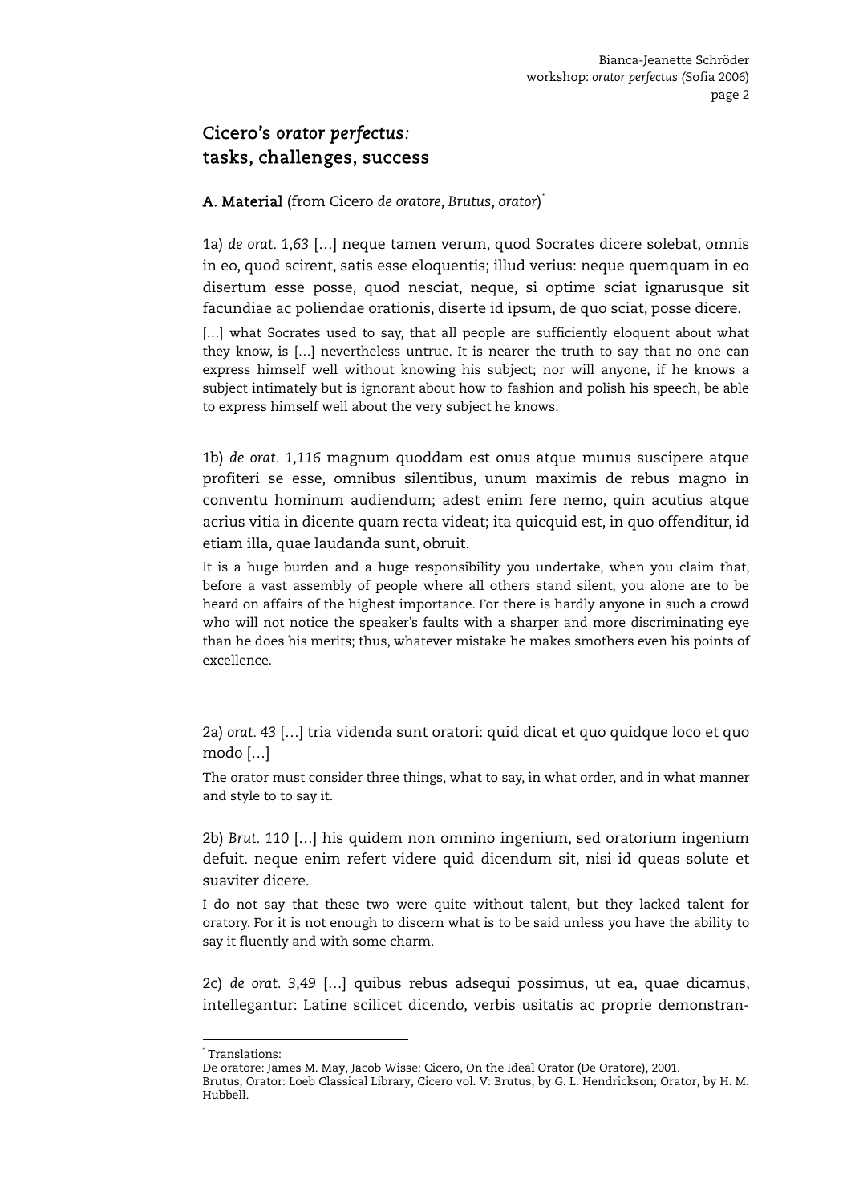# Cicero's *orator perfectus*: tasks, challenges, success

**A. Material** (from Cicero *de oratore*, *Brutus*, *orator*)[*]

1a) *de orat. 1,63* […] neque tamen verum, quod Socrates dicere solebat, omnis in eo, quod scirent, satis esse eloquentis; illud verius: neque quemquam in eo disertum esse posse, quod nesciat, neque, si optime sciat ignarusque sit facundiae ac poliendae orationis, diserte id ipsum, de quo sciat, posse dicere.

[…] what Socrates used to say, that all people are sufficiently eloquent about what they know, is […] nevertheless untrue. It is nearer the truth to say that no one can express himself well without knowing his subject; nor will anyone, if he knows a subject intimately but is ignorant about how to fashion and polish his speech, be able to express himself well about the very subject he knows.

1b) *de orat. 1,116* magnum quoddam est onus atque munus suscipere atque profiteri se esse, omnibus silentibus, unum maximis de rebus magno in conventu hominum audiendum; adest enim fere nemo, quin acutius atque acrius vitia in dicente quam recta videat; ita quicquid est, in quo offenditur, id etiam illa, quae laudanda sunt, obruit.

It is a huge burden and a huge responsibility you undertake, when you claim that, before a vast assembly of people where all others stand silent, you alone are to be heard on affairs of the highest importance. For there is hardly anyone in such a crowd who will not notice the speaker's faults with a sharper and more discriminating eye than he does his merits; thus, whatever mistake he makes smothers even his points of excellence.

2a) *orat. 43* […] tria videnda sunt oratori: quid dicat et quo quidque loco et quo modo […]

The orator must consider three things, what to say, in what order, and in what manner and style to to say it.

2b) *Brut. 110* […] his quidem non omnino ingenium, sed oratorium ingenium defuit. neque enim refert videre quid dicendum sit, nisi id queas solute et suaviter dicere.

I do not say that these two were quite without talent, but they lacked talent for oratory. For it is not enough to discern what is to be said unless you have the ability to say it fluently and with some charm.

2c) *de orat. 3,49* […] quibus rebus adsequi possimus, ut ea, quae dicamus, intellegantur: Latine scilicet dicendo, verbis usitatis ac proprie demonstran-

[*] Translations:
De oratore: James M. May, Jacob Wisse: Cicero, On the Ideal Orator (De Oratore), 2001.
Brutus, Orator: Loeb Classical Library, Cicero vol. V: Brutus, by G. L. Hendrickson; Orator, by H. M. Hubbell.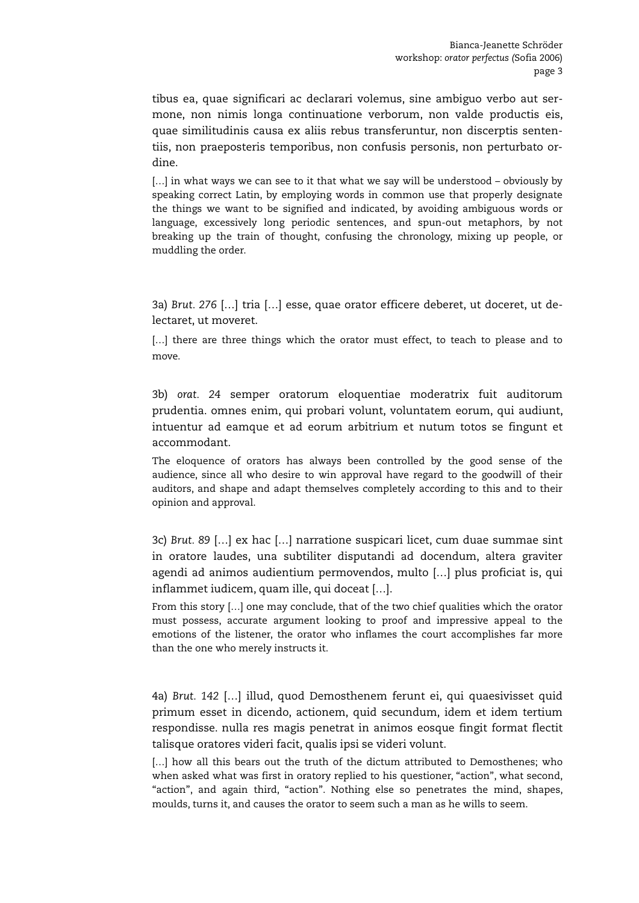tibus ea, quae significari ac declarari volemus, sine ambiguo verbo aut sermone, non nimis longa continuatione verborum, non valde productis eis, quae similitudinis causa ex aliis rebus transferuntur, non discerptis sententiis, non praeposteris temporibus, non confusis personis, non perturbato ordine.

[…] in what ways we can see to it that what we say will be understood – obviously by speaking correct Latin, by employing words in common use that properly designate the things we want to be signified and indicated, by avoiding ambiguous words or language, excessively long periodic sentences, and spun-out metaphors, by not breaking up the train of thought, confusing the chronology, mixing up people, or muddling the order.

3a) *Brut. 276* […] tria […] esse, quae orator efficere deberet, ut doceret, ut delectaret, ut moveret.

[…] there are three things which the orator must effect, to teach to please and to move.

3b) *orat. 24* semper oratorum eloquentiae moderatrix fuit auditorum prudentia. omnes enim, qui probari volunt, voluntatem eorum, qui audiunt, intuentur ad eamque et ad eorum arbitrium et nutum totos se fingunt et accommodant.

The eloquence of orators has always been controlled by the good sense of the audience, since all who desire to win approval have regard to the goodwill of their auditors, and shape and adapt themselves completely according to this and to their opinion and approval.

3c) *Brut. 89* […] ex hac […] narratione suspicari licet, cum duae summae sint in oratore laudes, una subtiliter disputandi ad docendum, altera graviter agendi ad animos audientium permovendos, multo […] plus proficiat is, qui inflammet iudicem, quam ille, qui doceat […].

From this story […] one may conclude, that of the two chief qualities which the orator must possess, accurate argument looking to proof and impressive appeal to the emotions of the listener, the orator who inflames the court accomplishes far more than the one who merely instructs it.

4a) *Brut. 142* […] illud, quod Demosthenem ferunt ei, qui quaesivisset quid primum esset in dicendo, actionem, quid secundum, idem et idem tertium respondisse. nulla res magis penetrat in animos eosque fingit format flectit talisque oratores videri facit, qualis ipsi se videri volunt.

[…] how all this bears out the truth of the dictum attributed to Demosthenes; who when asked what was first in oratory replied to his questioner, "action", what second, "action", and again third, "action". Nothing else so penetrates the mind, shapes, moulds, turns it, and causes the orator to seem such a man as he wills to seem.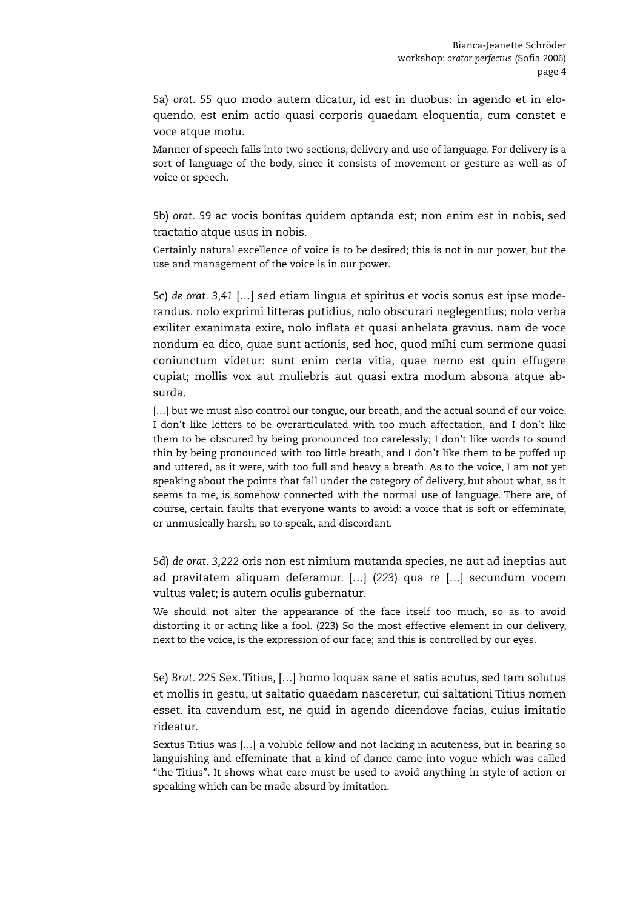5a) *orat.* 55 quo modo autem dicatur, id est in duobus: in agendo et in eloquendo. est enim actio quasi corporis quaedam eloquentia, cum constet e voce atque motu.

Manner of speech falls into two sections, delivery and use of language. For delivery is a sort of language of the body, since it consists of movement or gesture as well as of voice or speech.

5b) *orat.* 59 ac vocis bonitas quidem optanda est; non enim est in nobis, sed tractatio atque usus in nobis.

Certainly natural excellence of voice is to be desired; this is not in our power, but the use and management of the voice is in our power.

5c) *de orat.* 3,41 […] sed etiam lingua et spiritus et vocis sonus est ipse moderandus. nolo exprimi litteras putidius, nolo obscurari neglegentius; nolo verba exiliter exanimata exire, nolo inflata et quasi anhelata gravius. nam de voce nondum ea dico, quae sunt actionis, sed hoc, quod mihi cum sermone quasi coniunctum videtur: sunt enim certa vitia, quae nemo est quin effugere cupiat; mollis vox aut muliebris aut quasi extra modum absona atque absurda.

[…] but we must also control our tongue, our breath, and the actual sound of our voice. I don't like letters to be overarticulated with too much affectation, and I don't like them to be obscured by being pronounced too carelessly; I don't like words to sound thin by being pronounced with too little breath, and I don't like them to be puffed up and uttered, as it were, with too full and heavy a breath. As to the voice, I am not yet speaking about the points that fall under the category of delivery, but about what, as it seems to me, is somehow connected with the normal use of language. There are, of course, certain faults that everyone wants to avoid: a voice that is soft or effeminate, or unmusically harsh, so to speak, and discordant.

5d) *de orat.* 3,222 oris non est nimium mutanda species, ne aut ad ineptias aut ad pravitatem aliquam deferamur. […] (223) qua re […] secundum vocem vultus valet; is autem oculis gubernatur.

We should not alter the appearance of the face itself too much, so as to avoid distorting it or acting like a fool. (223) So the most effective element in our delivery, next to the voice, is the expression of our face; and this is controlled by our eyes.

5e) *Brut.* 225 Sex. Titius, […] homo loquax sane et satis acutus, sed tam solutus et mollis in gestu, ut saltatio quaedam nasceretur, cui saltationi Titius nomen esset. ita cavendum est, ne quid in agendo dicendove facias, cuius imitatio rideatur.

Sextus Titius was […] a voluble fellow and not lacking in acuteness, but in bearing so languishing and effeminate that a kind of dance came into vogue which was called "the Titius". It shows what care must be used to avoid anything in style of action or speaking which can be made absurd by imitation.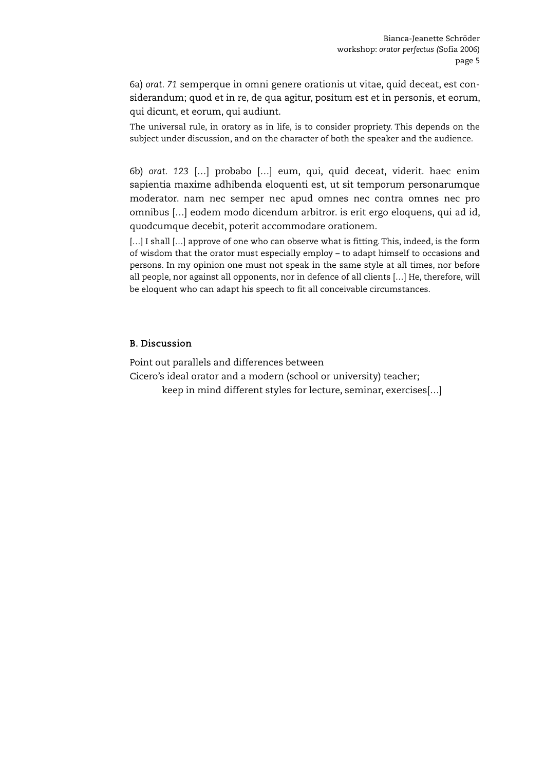6a) *orat. 71* semperque in omni genere orationis ut vitae, quid deceat, est considerandum; quod et in re, de qua agitur, positum est et in personis, et eorum, qui dicunt, et eorum, qui audiunt.

The universal rule, in oratory as in life, is to consider propriety. This depends on the subject under discussion, and on the character of both the speaker and the audience.

6b) *orat. 123* […] probabo […] eum, qui, quid deceat, viderit. haec enim sapientia maxime adhibenda eloquenti est, ut sit temporum personarumque moderator. nam nec semper nec apud omnes nec contra omnes nec pro omnibus […] eodem modo dicendum arbitror. is erit ergo eloquens, qui ad id, quodcumque decebit, poterit accommodare orationem.

[…] I shall […] approve of one who can observe what is fitting. This, indeed, is the form of wisdom that the orator must especially employ – to adapt himself to occasions and persons. In my opinion one must not speak in the same style at all times, nor before all people, nor against all opponents, nor in defence of all clients […] He, therefore, will be eloquent who can adapt his speech to fit all conceivable circumstances.

## B. Discussion

Point out parallels and differences between
Cicero's ideal orator and a modern (school or university) teacher;
keep in mind different styles for lecture, seminar, exercises[…]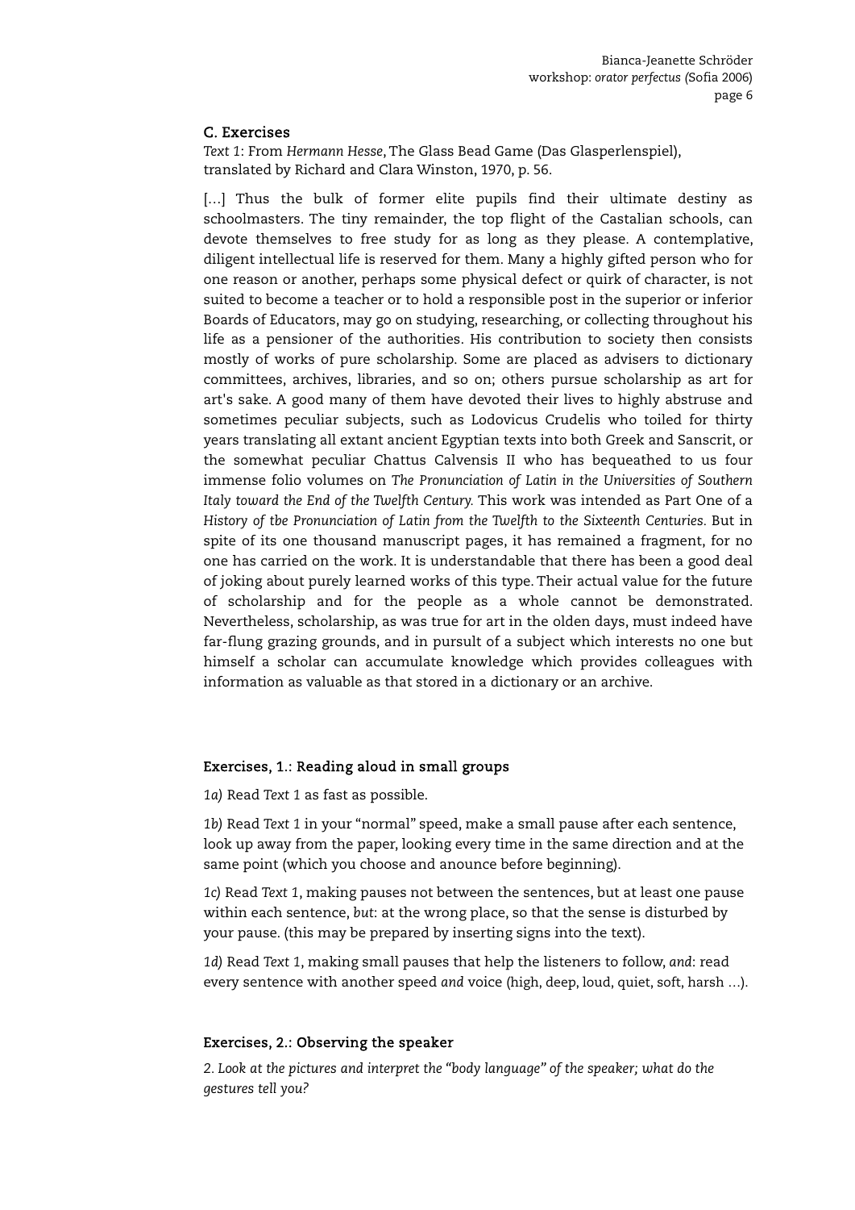### C. Exercises

*Text 1*: From *Hermann Hesse*, The Glass Bead Game (Das Glasperlenspiel), translated by Richard and Clara Winston, 1970, p. 56.

[…] Thus the bulk of former elite pupils find their ultimate destiny as schoolmasters. The tiny remainder, the top flight of the Castalian schools, can devote themselves to free study for as long as they please. A contemplative, diligent intellectual life is reserved for them. Many a highly gifted person who for one reason or another, perhaps some physical defect or quirk of character, is not suited to become a teacher or to hold a responsible post in the superior or inferior Boards of Educators, may go on studying, researching, or collecting throughout his life as a pensioner of the authorities. His contribution to society then consists mostly of works of pure scholarship. Some are placed as advisers to dictionary committees, archives, libraries, and so on; others pursue scholarship as art for art's sake. A good many of them have devoted their lives to highly abstruse and sometimes peculiar subjects, such as Lodovicus Crudelis who toiled for thirty years translating all extant ancient Egyptian texts into both Greek and Sanscrit, or the somewhat peculiar Chattus Calvensis II who has bequeathed to us four immense folio volumes on *The Pronunciation of Latin in the Universities of Southern Italy toward the End of the Twelfth Century.* This work was intended as Part One of a *History of tbe Pronunciation of Latin from the Twelfth to the Sixteenth Centuries*. But in spite of its one thousand manuscript pages, it has remained a fragment, for no one has carried on the work. It is understandable that there has been a good deal of joking about purely learned works of this type. Their actual value for the future of scholarship and for the people as a whole cannot be demonstrated. Nevertheless, scholarship, as was true for art in the olden days, must indeed have far-flung grazing grounds, and in pursult of a subject which interests no one but himself a scholar can accumulate knowledge which provides colleagues with information as valuable as that stored in a dictionary or an archive.

#### Exercises, 1.: Reading aloud in small groups

*1a)* Read *Text 1* as fast as possible.

*1b)* Read *Text 1* in your "normal" speed, make a small pause after each sentence, look up away from the paper, looking every time in the same direction and at the same point (which you choose and anounce before beginning).

*1c)* Read *Text 1*, making pauses not between the sentences, but at least one pause within each sentence, *but*: at the wrong place, so that the sense is disturbed by your pause. (this may be prepared by inserting signs into the text).

*1d)* Read *Text 1*, making small pauses that help the listeners to follow, *and*: read every sentence with another speed *and* voice (high, deep, loud, quiet, soft, harsh …).

#### Exercises, 2.: Observing the speaker

*2. Look at the pictures and interpret the "body language" of the speaker; what do the gestures tell you?*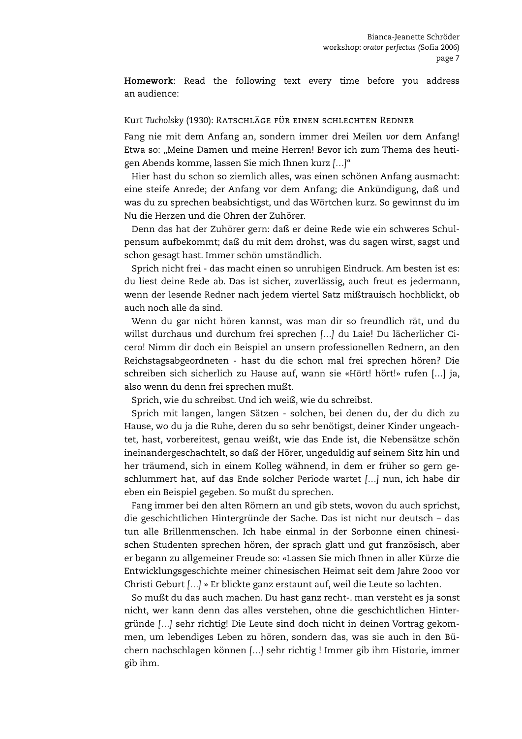**Homework:** Read the following text every time before you address an audience:

Kurt *Tucholsky* (1930): RATSCHLÄGE FÜR EINEN SCHLECHTEN REDNER

Fang nie mit dem Anfang an, sondern immer drei Meilen *vor* dem Anfang! Etwa so: „Meine Damen und meine Herren! Bevor ich zum Thema des heutigen Abends komme, lassen Sie mich Ihnen kurz *[…]*“

Hier hast du schon so ziemlich alles, was einen schönen Anfang ausmacht: eine steife Anrede; der Anfang vor dem Anfang; die Ankündigung, daß und was du zu sprechen beabsichtigst, und das Wörtchen kurz. So gewinnst du im Nu die Herzen und die Ohren der Zuhörer.

Denn das hat der Zuhörer gern: daß er deine Rede wie ein schweres Schulpensum aufbekommt; daß du mit dem drohst, was du sagen wirst, sagst und schon gesagt hast. Immer schön umständlich.

Sprich nicht frei - das macht einen so unruhigen Eindruck. Am besten ist es: du liest deine Rede ab. Das ist sicher, zuverlässig, auch freut es jedermann, wenn der lesende Redner nach jedem viertel Satz mißtrauisch hochblickt, ob auch noch alle da sind.

Wenn du gar nicht hören kannst, was man dir so freundlich rät, und du willst durchaus und durchum frei sprechen *[…]* du Laie! Du lächerlicher Cicero! Nimm dir doch ein Beispiel an unsern professionellen Rednern, an den Reichstagsabgeordneten - hast du die schon mal frei sprechen hören? Die schreiben sich sicherlich zu Hause auf, wann sie «Hört! hört!» rufen […] ja, also wenn du denn frei sprechen mußt.

Sprich, wie du schreibst. Und ich weiß, wie du schreibst.

Sprich mit langen, langen Sätzen - solchen, bei denen du, der du dich zu Hause, wo du ja die Ruhe, deren du so sehr benötigst, deiner Kinder ungeachtet, hast, vorbereitest, genau weißt, wie das Ende ist, die Nebensätze schön ineinandergeschachtelt, so daß der Hörer, ungeduldig auf seinem Sitz hin und her träumend, sich in einem Kolleg währnend, in dem er früher so gern geschlummert hat, auf das Ende solcher Periode wartet *[…]* nun, ich habe dir eben ein Beispiel gegeben. So mußt du sprechen.

Fang immer bei den alten Römern an und gib stets, wovon du auch sprichst, die geschichtlichen Hintergründe der Sache. Das ist nicht nur deutsch – das tun alle Brillenmenschen. Ich habe einmal in der Sorbonne einen chinesischen Studenten sprechen hören, der sprach glatt und gut französisch, aber er begann zu allgemeiner Freude so: «Lassen Sie mich Ihnen in aller Kürze die Entwicklungsgeschichte meiner chinesischen Heimat seit dem Jahre 2000 vor Christi Geburt *[…]* » Er blickte ganz erstaunt auf, weil die Leute so lachten.

So mußt du das auch machen. Du hast ganz recht-. man versteht es ja sonst nicht, wer kann denn das alles verstehen, ohne die geschichtlichen Hintergründe *[…]* sehr richtig! Die Leute sind doch nicht in deinen Vortrag gekommen, um lebendiges Leben zu hören, sondern das, was sie auch in den Büchern nachschlagen können *[…]* sehr richtig ! Immer gib ihm Historie, immer gib ihm.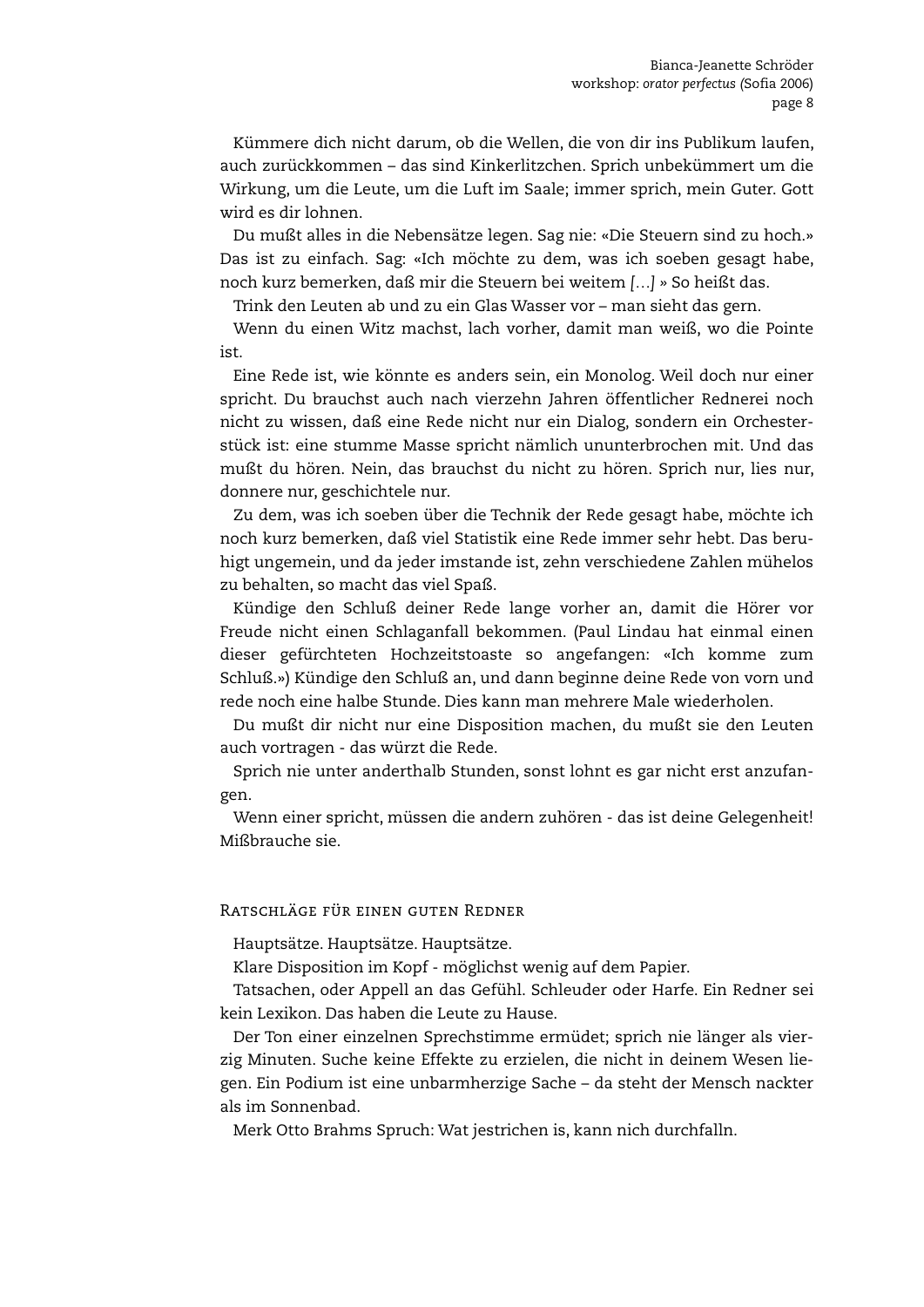Kümmere dich nicht darum, ob die Wellen, die von dir ins Publikum laufen, auch zurückkommen – das sind Kinkerlitzchen. Sprich unbekümmert um die Wirkung, um die Leute, um die Luft im Saale; immer sprich, mein Guter. Gott wird es dir lohnen.

Du mußt alles in die Nebensätze legen. Sag nie: «Die Steuern sind zu hoch.» Das ist zu einfach. Sag: «Ich möchte zu dem, was ich soeben gesagt habe, noch kurz bemerken, daß mir die Steuern bei weitem *[…]* » So heißt das.

Trink den Leuten ab und zu ein Glas Wasser vor – man sieht das gern.

Wenn du einen Witz machst, lach vorher, damit man weiß, wo die Pointe ist.

Eine Rede ist, wie könnte es anders sein, ein Monolog. Weil doch nur einer spricht. Du brauchst auch nach vierzehn Jahren öffentlicher Rednerei noch nicht zu wissen, daß eine Rede nicht nur ein Dialog, sondern ein Orchesterstück ist: eine stumme Masse spricht nämlich ununterbrochen mit. Und das mußt du hören. Nein, das brauchst du nicht zu hören. Sprich nur, lies nur, donnere nur, geschichtele nur.

Zu dem, was ich soeben über die Technik der Rede gesagt habe, möchte ich noch kurz bemerken, daß viel Statistik eine Rede immer sehr hebt. Das beruhigt ungemein, und da jeder imstande ist, zehn verschiedene Zahlen mühelos zu behalten, so macht das viel Spaß.

Kündige den Schluß deiner Rede lange vorher an, damit die Hörer vor Freude nicht einen Schlaganfall bekommen. (Paul Lindau hat einmal einen dieser gefürchteten Hochzeitstoaste so angefangen: «Ich komme zum Schluß.») Kündige den Schluß an, und dann beginne deine Rede von vorn und rede noch eine halbe Stunde. Dies kann man mehrere Male wiederholen.

Du mußt dir nicht nur eine Disposition machen, du mußt sie den Leuten auch vortragen - das würzt die Rede.

Sprich nie unter anderthalb Stunden, sonst lohnt es gar nicht erst anzufangen.

Wenn einer spricht, müssen die andern zuhören - das ist deine Gelegenheit! Mißbrauche sie.

## Ratschläge für einen guten Redner

Hauptsätze. Hauptsätze. Hauptsätze.

Klare Disposition im Kopf - möglichst wenig auf dem Papier.

Tatsachen, oder Appell an das Gefühl. Schleuder oder Harfe. Ein Redner sei kein Lexikon. Das haben die Leute zu Hause.

Der Ton einer einzelnen Sprechstimme ermüdet; sprich nie länger als vierzig Minuten. Suche keine Effekte zu erzielen, die nicht in deinem Wesen liegen. Ein Podium ist eine unbarmherzige Sache – da steht der Mensch nackter als im Sonnenbad.

Merk Otto Brahms Spruch: Wat jestrichen is, kann nich durchfalln.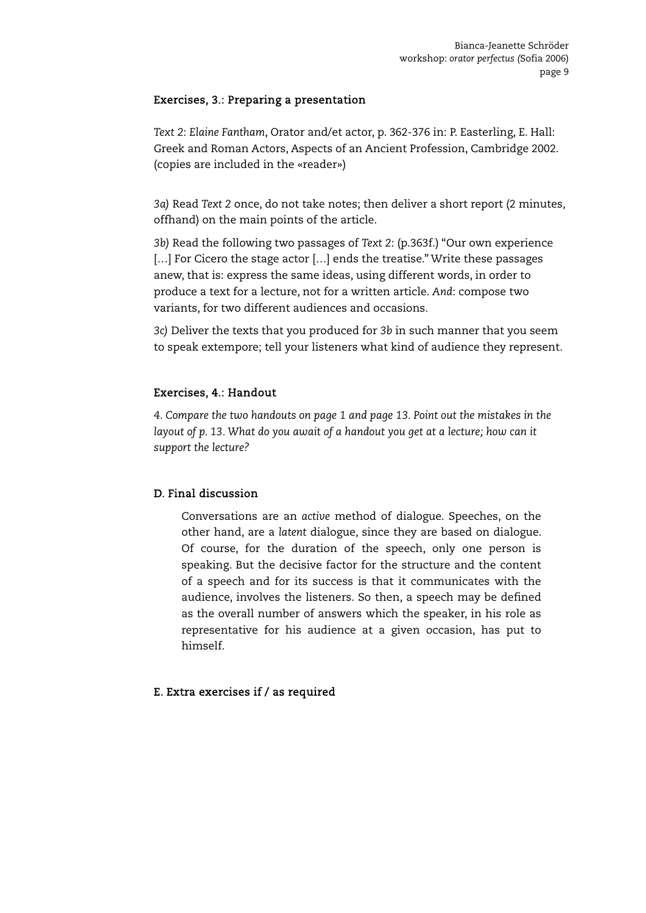### Exercises, 3.: Preparing a presentation

*Text 2*: *Elaine Fantham*, Orator and/et actor, p. 362-376 in: P. Easterling, E. Hall: Greek and Roman Actors, Aspects of an Ancient Profession, Cambridge 2002. (copies are included in the «reader»)

*3a)* Read *Text 2* once, do not take notes; then deliver a short report (2 minutes, offhand) on the main points of the article.

*3b)* Read the following two passages of *Text 2*: (p.363f.) "Our own experience […] For Cicero the stage actor […] ends the treatise." Write these passages anew, that is: express the same ideas, using different words, in order to produce a text for a lecture, not for a written article. *And*: compose two variants, for two different audiences and occasions.

*3c)* Deliver the texts that you produced for *3b* in such manner that you seem to speak extempore; tell your listeners what kind of audience they represent.

### Exercises, 4.: Handout

*4. Compare the two handouts on page 1 and page 13. Point out the mistakes in the layout of p. 13. What do you await of a handout you get at a lecture; how can it support the lecture?*

### D. Final discussion

> Conversations are an *active* method of dialogue. Speeches, on the other hand, are a *latent* dialogue, since they are based on dialogue. Of course, for the duration of the speech, only one person is speaking. But the decisive factor for the structure and the content of a speech and for its success is that it communicates with the audience, involves the listeners. So then, a speech may be defined as the overall number of answers which the speaker, in his role as representative for his audience at a given occasion, has put to himself.

### E. Extra exercises if / as required